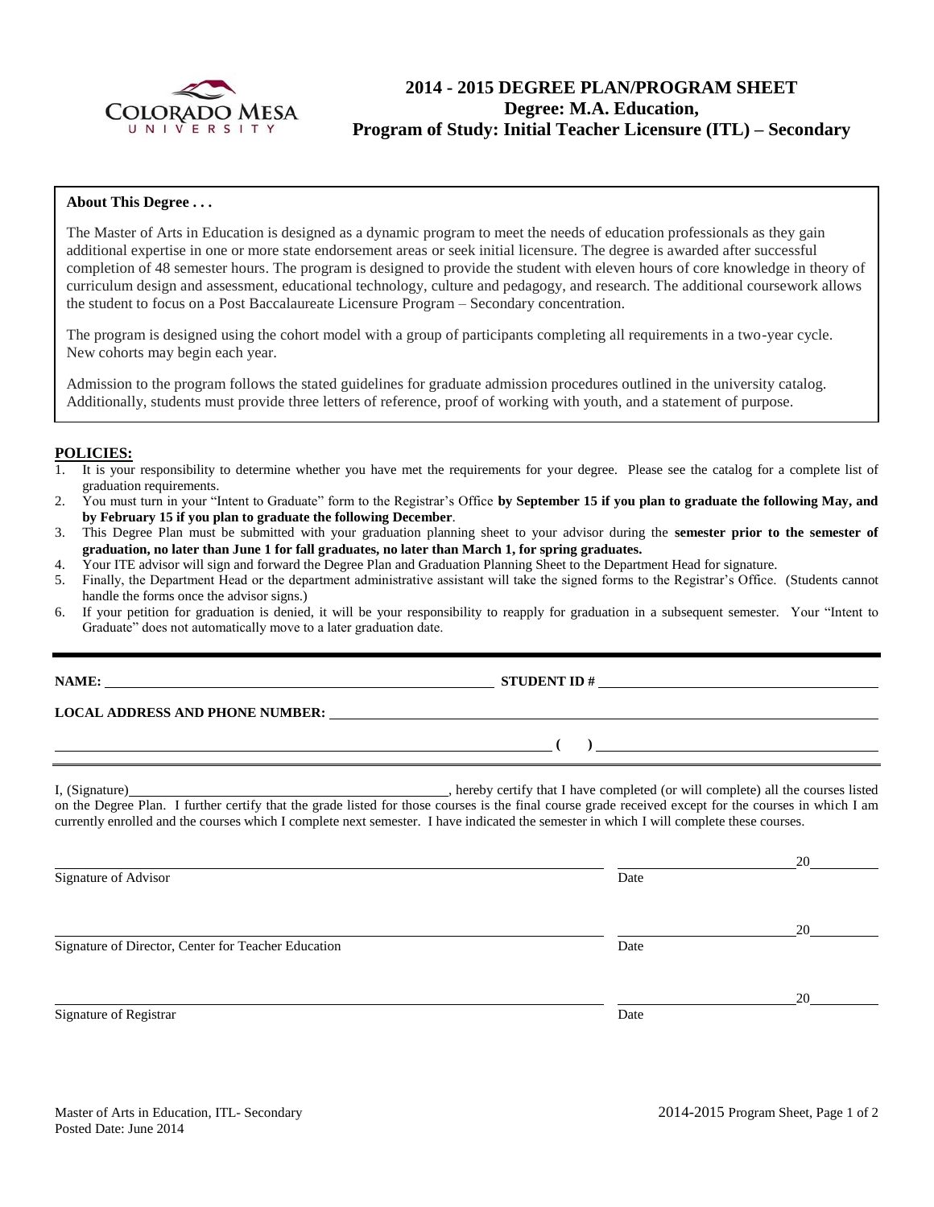# 2014 - 2015 DEGREE PLAN/PROGRAM SHEET
## Degree: M.A. Education,
## Program of Study: Initial Teacher Licensure (ITL) – Secondary

**About This Degree . . .**

The Master of Arts in Education is designed as a dynamic program to meet the needs of education professionals as they gain additional expertise in one or more state endorsement areas or seek initial licensure. The degree is awarded after successful completion of 48 semester hours. The program is designed to provide the student with eleven hours of core knowledge in theory of curriculum design and assessment, educational technology, culture and pedagogy, and research. The additional coursework allows the student to focus on a Post Baccalaureate Licensure Program – Secondary concentration.

The program is designed using the cohort model with a group of participants completing all requirements in a two-year cycle. New cohorts may begin each year.

Admission to the program follows the stated guidelines for graduate admission procedures outlined in the university catalog. Additionally, students must provide three letters of reference, proof of working with youth, and a statement of purpose.

**POLICIES:**

1. It is your responsibility to determine whether you have met the requirements for your degree. Please see the catalog for a complete list of graduation requirements.
2. You must turn in your "Intent to Graduate" form to the Registrar's Office **by September 15 if you plan to graduate the following May, and by February 15 if you plan to graduate the following December**.
3. This Degree Plan must be submitted with your graduation planning sheet to your advisor during the **semester prior to the semester of graduation, no later than June 1 for fall graduates, no later than March 1, for spring graduates.**
4. Your ITE advisor will sign and forward the Degree Plan and Graduation Planning Sheet to the Department Head for signature.
5. Finally, the Department Head or the department administrative assistant will take the signed forms to the Registrar's Office. (Students cannot handle the forms once the advisor signs.)
6. If your petition for graduation is denied, it will be your responsibility to reapply for graduation in a subsequent semester. Your "Intent to Graduate" does not automatically move to a later graduation date.

---

**NAME:** ______________________________ **STUDENT ID #** ______________________________

**LOCAL ADDRESS AND PHONE NUMBER:** ______________________________

______________________________ **( )** ______________________________

I, (Signature) ______________________________, hereby certify that I have completed (or will complete) all the courses listed on the Degree Plan. I further certify that the grade listed for those courses is the final course grade received except for the courses in which I am currently enrolled and the courses which I complete next semester. I have indicated the semester in which I will complete these courses.

______________________________ ______________ 20______
Signature of Advisor Date

______________________________ ______________ 20______
Signature of Director, Center for Teacher Education Date

______________________________ ______________ 20______
Signature of Registrar Date

Master of Arts in Education, ITL- Secondary
Posted Date: June 2014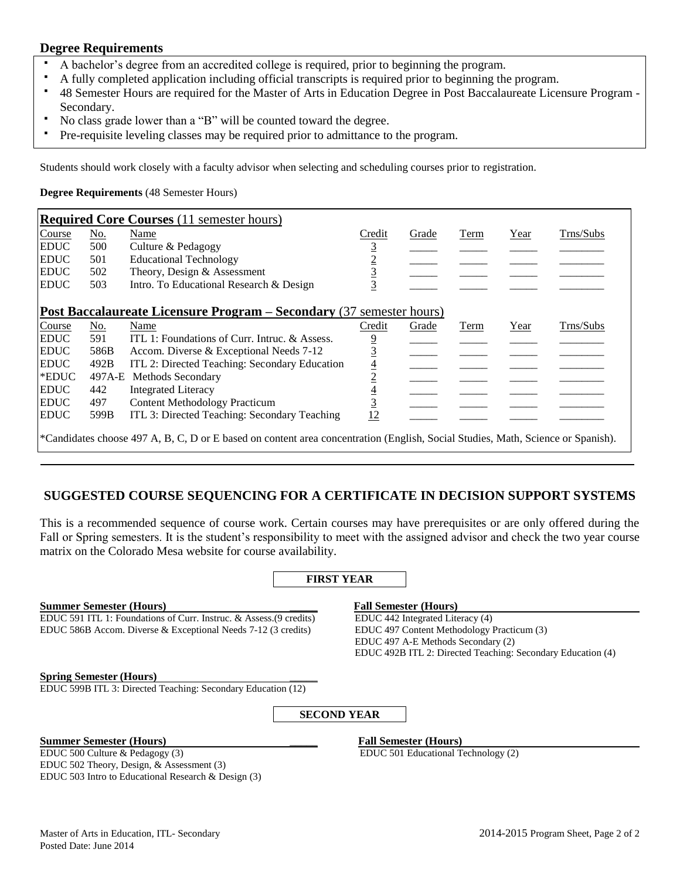## Degree Requirements

- A bachelor's degree from an accredited college is required, prior to beginning the program.
- A fully completed application including official transcripts is required prior to beginning the program.
- 48 Semester Hours are required for the Master of Arts in Education Degree in Post Baccalaureate Licensure Program - Secondary.
- No class grade lower than a "B" will be counted toward the degree.
- Pre-requisite leveling classes may be required prior to admittance to the program.

Students should work closely with a faculty advisor when selecting and scheduling courses prior to registration.

**Degree Requirements** (48 Semester Hours)

**Required Core Courses** (11 semester hours)

| Course | No. | Name | Credit | Grade | Term | Year | Trns/Subs |
|---|---|---|---|---|---|---|---|
| EDUC | 500 | Culture & Pedagogy | 3 | | | | |
| EDUC | 501 | Educational Technology | 2 | | | | |
| EDUC | 502 | Theory, Design & Assessment | 3 | | | | |
| EDUC | 503 | Intro. To Educational Research & Design | 3 | | | | |

**Post Baccalaureate Licensure Program – Secondary** (37 semester hours)

| Course | No. | Name | Credit | Grade | Term | Year | Trns/Subs |
|---|---|---|---|---|---|---|---|
| EDUC | 591 | ITL 1: Foundations of Curr. Intruc. & Assess. | 9 | | | | |
| EDUC | 586B | Accom. Diverse & Exceptional Needs 7-12 | 3 | | | | |
| EDUC | 492B | ITL 2: Directed Teaching: Secondary Education | 4 | | | | |
| *EDUC | 497A-E | Methods Secondary | 2 | | | | |
| EDUC | 442 | Integrated Literacy | 4 | | | | |
| EDUC | 497 | Content Methodology Practicum | 3 | | | | |
| EDUC | 599B | ITL 3: Directed Teaching: Secondary Teaching | 12 | | | | |

*Candidates choose 497 A, B, C, D or E based on content area concentration (English, Social Studies, Math, Science or Spanish).

## SUGGESTED COURSE SEQUENCING FOR A CERTIFICATE IN DECISION SUPPORT SYSTEMS

This is a recommended sequence of course work. Certain courses may have prerequisites or are only offered during the Fall or Spring semesters. It is the student's responsibility to meet with the assigned advisor and check the two year course matrix on the Colorado Mesa website for course availability.

### FIRST YEAR

**Summer Semester (Hours)**

EDUC 591 ITL 1: Foundations of Curr. Instruc. & Assess.(9 credits)
EDUC 586B Accom. Diverse & Exceptional Needs 7-12 (3 credits)

**Fall Semester (Hours)**

EDUC 442 Integrated Literacy (4)
EDUC 497 Content Methodology Practicum (3)
EDUC 497 A-E Methods Secondary (2)
EDUC 492B ITL 2: Directed Teaching: Secondary Education (4)

**Spring Semester (Hours)**

EDUC 599B ITL 3: Directed Teaching: Secondary Education (12)

### SECOND YEAR

**Summer Semester (Hours)**

EDUC 500 Culture & Pedagogy (3)
EDUC 502 Theory, Design, & Assessment (3)
EDUC 503 Intro to Educational Research & Design (3)

**Fall Semester (Hours)**

EDUC 501 Educational Technology (2)

Master of Arts in Education, ITL- Secondary
Posted Date: June 2014